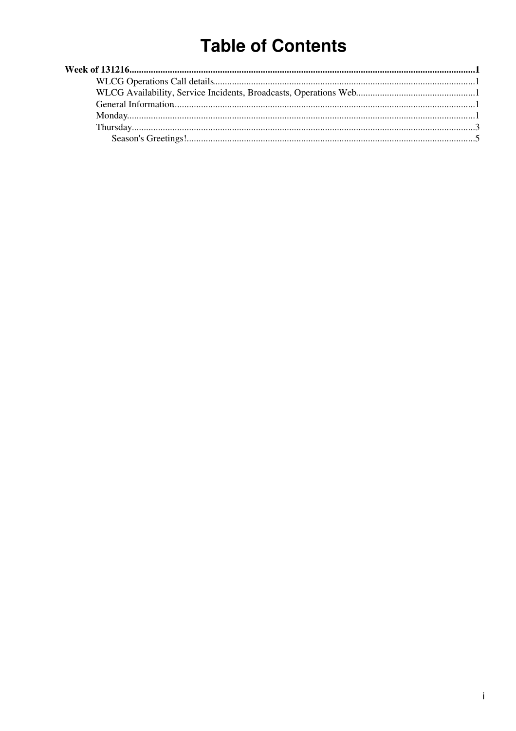# Table of Contents

**Week of 131216** .......... **1**

- WLCG Operations Call details .......... 1
- WLCG Availability, Service Incidents, Broadcasts, Operations Web .......... 1
- General Information .......... 1
- Monday .......... 1
- Thursday .......... 3
  - Season's Greetings! .......... 5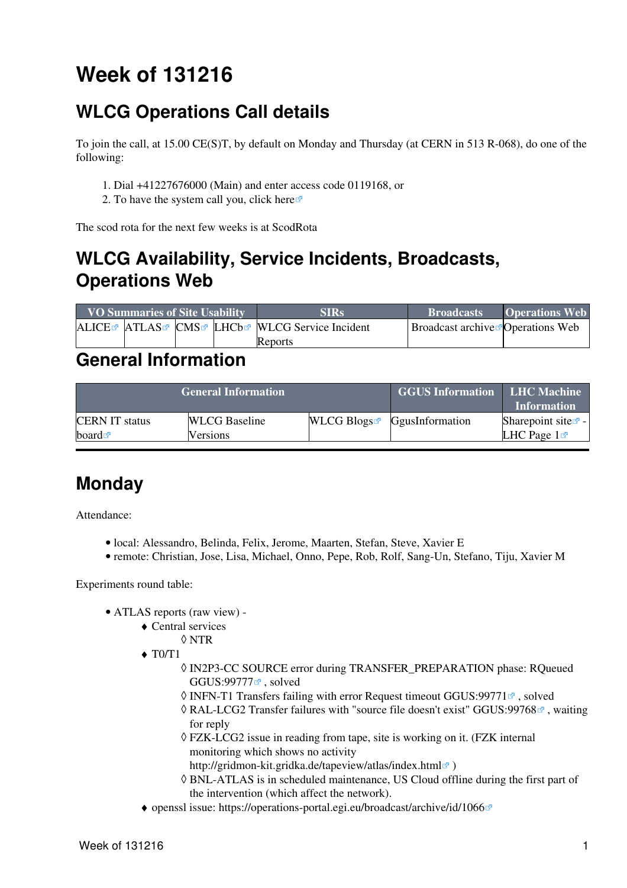# Week of 131216

## WLCG Operations Call details

To join the call, at 15.00 CE(S)T, by default on Monday and Thursday (at CERN in 513 R-068), do one of the following:

1. Dial +41227676000 (Main) and enter access code 0119168, or
2. To have the system call you, click here

The scod rota for the next few weeks is at ScodRota

## WLCG Availability, Service Incidents, Broadcasts, Operations Web

| VO Summaries of Site Usability | | | | SIRs | Broadcasts | Operations Web |
|---|---|---|---|---|---|---|
| ALICE | ATLAS | CMS | LHCb | WLCG Service Incident Reports | Broadcast archive | Operations Web |

## General Information

| General Information | | | GGUS Information | LHC Machine Information |
|---|---|---|---|---|
| CERN IT status board | WLCG Baseline Versions | WLCG Blogs | GgusInformation | Sharepoint site - LHC Page 1 |

---

## Monday

Attendance:

- local: Alessandro, Belinda, Felix, Jerome, Maarten, Stefan, Steve, Xavier E
- remote: Christian, Jose, Lisa, Michael, Onno, Pepe, Rob, Rolf, Sang-Un, Stefano, Tiju, Xavier M

Experiments round table:

- ATLAS reports (raw view) -
  - Central services
    - NTR
  - T0/T1
    - IN2P3-CC SOURCE error during TRANSFER_PREPARATION phase: RQueued GGUS:99777 , solved
    - INFN-T1 Transfers failing with error Request timeout GGUS:99771 , solved
    - RAL-LCG2 Transfer failures with "source file doesn't exist" GGUS:99768 , waiting for reply
    - FZK-LCG2 issue in reading from tape, site is working on it. (FZK internal monitoring which shows no activity http://gridmon-kit.gridka.de/tapeview/atlas/index.html )
    - BNL-ATLAS is in scheduled maintenance, US Cloud offline during the first part of the intervention (which affect the network).
  - openssl issue: https://operations-portal.egi.eu/broadcast/archive/id/1066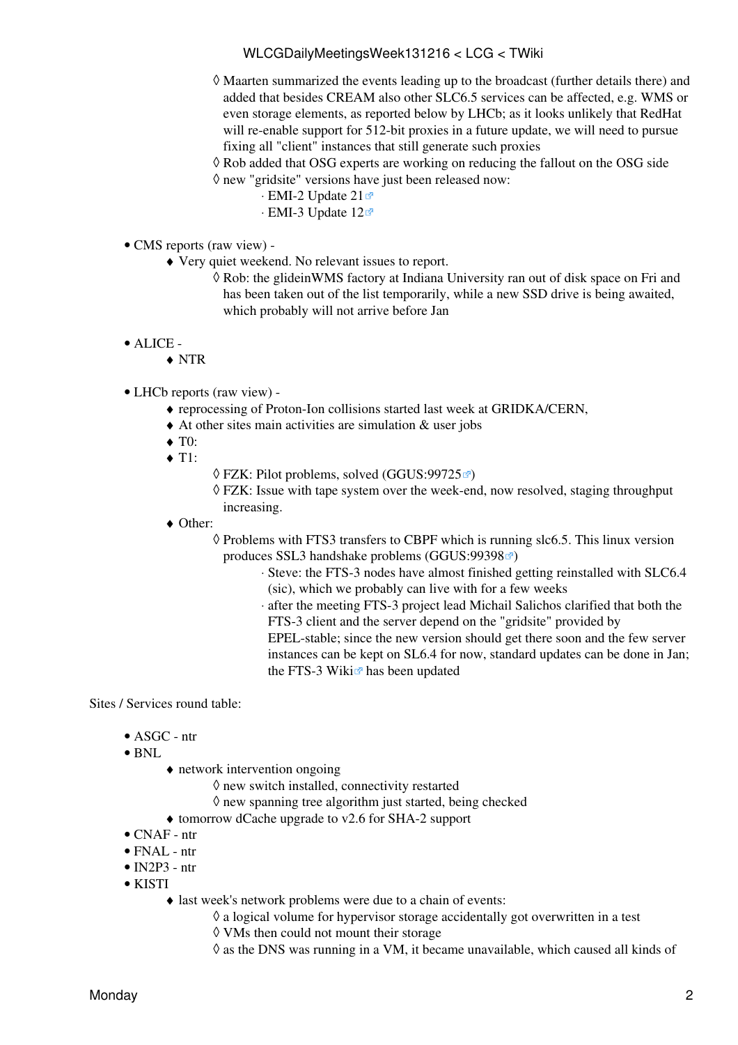- Maarten summarized the events leading up to the broadcast (further details there) and added that besides CREAM also other SLC6.5 services can be affected, e.g. WMS or even storage elements, as reported below by LHCb; as it looks unlikely that RedHat will re-enable support for 512-bit proxies in a future update, we will need to pursue fixing all "client" instances that still generate such proxies
        - Rob added that OSG experts are working on reducing the fallout on the OSG side
        - new "gridsite" versions have just been released now:
            - EMI-2 Update 21
            - EMI-3 Update 12

- CMS reports (raw view) -
    - Very quiet weekend. No relevant issues to report.
        - Rob: the glideinWMS factory at Indiana University ran out of disk space on Fri and has been taken out of the list temporarily, while a new SSD drive is being awaited, which probably will not arrive before Jan

- ALICE -
    - NTR

- LHCb reports (raw view) -
    - reprocessing of Proton-Ion collisions started last week at GRIDKA/CERN,
    - At other sites main activities are simulation & user jobs
    - T0:
    - T1:
        - FZK: Pilot problems, solved (GGUS:99725)
        - FZK: Issue with tape system over the week-end, now resolved, staging throughput increasing.
    - Other:
        - Problems with FTS3 transfers to CBPF which is running slc6.5. This linux version produces SSL3 handshake problems (GGUS:99398)
            - Steve: the FTS-3 nodes have almost finished getting reinstalled with SLC6.4 (sic), which we probably can live with for a few weeks
            - after the meeting FTS-3 project lead Michail Salichos clarified that both the FTS-3 client and the server depend on the "gridsite" provided by EPEL-stable; since the new version should get there soon and the few server instances can be kept on SL6.4 for now, standard updates can be done in Jan; the FTS-3 Wiki has been updated

Sites / Services round table:

- ASGC - ntr
- BNL
    - network intervention ongoing
        - new switch installed, connectivity restarted
        - new spanning tree algorithm just started, being checked
    - tomorrow dCache upgrade to v2.6 for SHA-2 support
- CNAF - ntr
- FNAL - ntr
- IN2P3 - ntr
- KISTI
    - last week's network problems were due to a chain of events:
        - a logical volume for hypervisor storage accidentally got overwritten in a test
        - VMs then could not mount their storage
        - as the DNS was running in a VM, it became unavailable, which caused all kinds of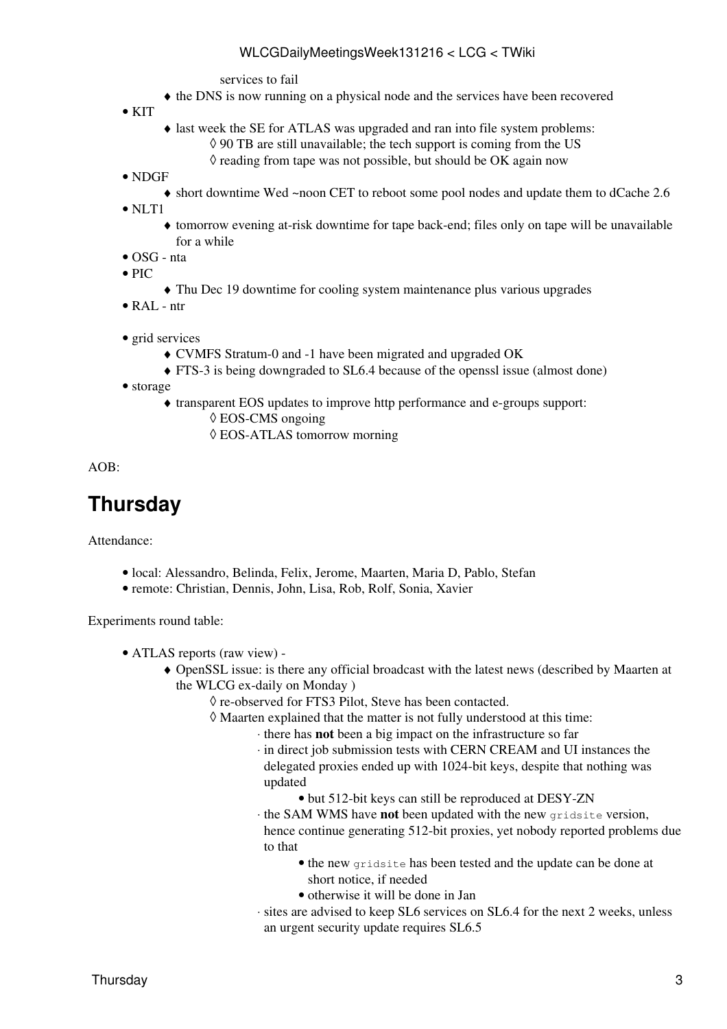services to fail
    - the DNS is now running on a physical node and the services have been recovered
- KIT
    - last week the SE for ATLAS was upgraded and ran into file system problems:
        - 90 TB are still unavailable; the tech support is coming from the US
        - reading from tape was not possible, but should be OK again now
- NDGF
    - short downtime Wed ~noon CET to reboot some pool nodes and update them to dCache 2.6
- NLT1
    - tomorrow evening at-risk downtime for tape back-end; files only on tape will be unavailable for a while
- OSG - nta
- PIC
    - Thu Dec 19 downtime for cooling system maintenance plus various upgrades
- RAL - ntr

- grid services
    - CVMFS Stratum-0 and -1 have been migrated and upgraded OK
    - FTS-3 is being downgraded to SL6.4 because of the openssl issue (almost done)
- storage
    - transparent EOS updates to improve http performance and e-groups support:
        - EOS-CMS ongoing
        - EOS-ATLAS tomorrow morning

AOB:

## Thursday

Attendance:

- local: Alessandro, Belinda, Felix, Jerome, Maarten, Maria D, Pablo, Stefan
- remote: Christian, Dennis, John, Lisa, Rob, Rolf, Sonia, Xavier

Experiments round table:

- ATLAS reports (raw view) -
    - OpenSSL issue: is there any official broadcast with the latest news (described by Maarten at the WLCG ex-daily on Monday )
        - re-observed for FTS3 Pilot, Steve has been contacted.
        - Maarten explained that the matter is not fully understood at this time:
            - there has **not** been a big impact on the infrastructure so far
            - in direct job submission tests with CERN CREAM and UI instances the delegated proxies ended up with 1024-bit keys, despite that nothing was updated
                - but 512-bit keys can still be reproduced at DESY-ZN
            - the SAM WMS have **not** been updated with the new `gridsite` version, hence continue generating 512-bit proxies, yet nobody reported problems due to that
                - the new `gridsite` has been tested and the update can be done at short notice, if needed
                - otherwise it will be done in Jan
            - sites are advised to keep SL6 services on SL6.4 for the next 2 weeks, unless an urgent security update requires SL6.5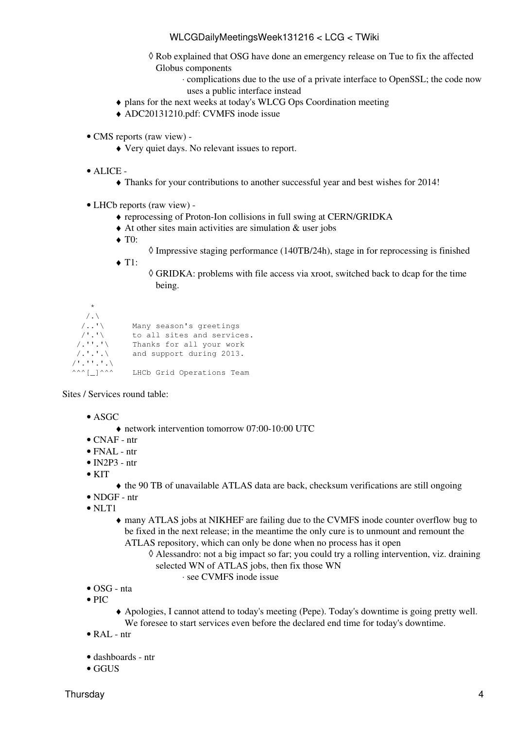- Rob explained that OSG have done an emergency release on Tue to fix the affected Globus components
                - complications due to the use of a private interface to OpenSSL; the code now uses a public interface instead
        - plans for the next weeks at today's WLCG Ops Coordination meeting
        - ADC20131210.pdf: CVMFS inode issue

- CMS reports (raw view) -
    - Very quiet days. No relevant issues to report.

- ALICE -
    - Thanks for your contributions to another successful year and best wishes for 2014!

- LHCb reports (raw view) -
    - reprocessing of Proton-Ion collisions in full swing at CERN/GRIDKA
    - At other sites main activities are simulation & user jobs
    - T0:
        - Impressive staging performance (140TB/24h), stage in for reprocessing is finished
    - T1:
        - GRIDKA: problems with file access via xroot, switched back to dcap for the time being.

```
      *
     /.\
    /..'\      Many season's greetings
    /'.'\      to all sites and services.
   /.''.'\     Thanks for all your work
   /.'.'.\     and support during 2013.
  /'.''.'.\
  ^^^[_]^^^    LHCb Grid Operations Team
```

Sites / Services round table:

- ASGC
    - network intervention tomorrow 07:00-10:00 UTC
- CNAF - ntr
- FNAL - ntr
- IN2P3 - ntr
- KIT
    - the 90 TB of unavailable ATLAS data are back, checksum verifications are still ongoing
- NDGF - ntr
- NLT1
    - many ATLAS jobs at NIKHEF are failing due to the CVMFS inode counter overflow bug to be fixed in the next release; in the meantime the only cure is to unmount and remount the ATLAS repository, which can only be done when no process has it open
        - Alessandro: not a big impact so far; you could try a rolling intervention, viz. draining selected WN of ATLAS jobs, then fix those WN
            - see CVMFS inode issue
- OSG - nta
- PIC
    - Apologies, I cannot attend to today's meeting (Pepe). Today's downtime is going pretty well. We foresee to start services even before the declared end time for today's downtime.
- RAL - ntr

- dashboards - ntr
- GGUS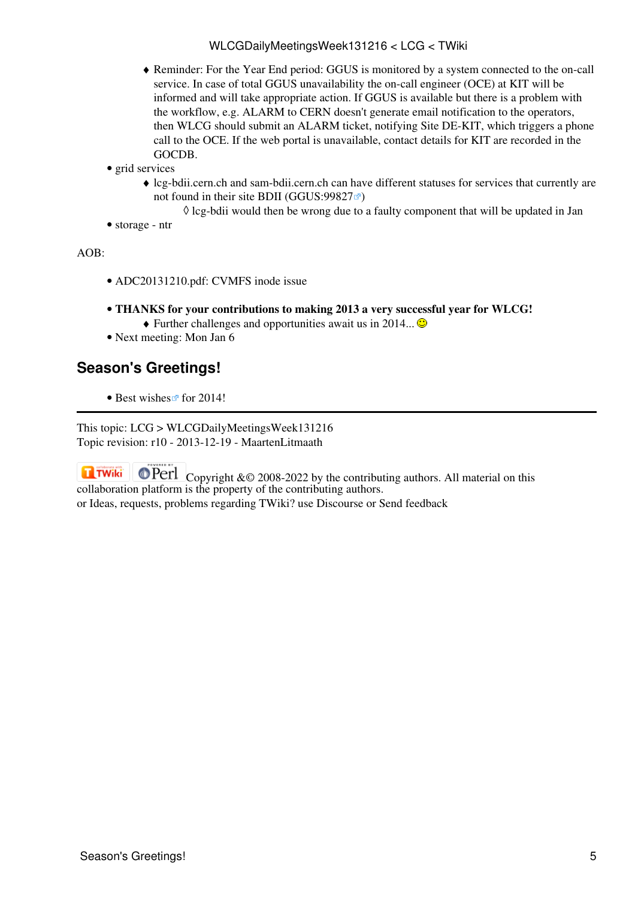- Reminder: For the Year End period: GGUS is monitored by a system connected to the on-call service. In case of total GGUS unavailability the on-call engineer (OCE) at KIT will be informed and will take appropriate action. If GGUS is available but there is a problem with the workflow, e.g. ALARM to CERN doesn't generate email notification to the operators, then WLCG should submit an ALARM ticket, notifying Site DE-KIT, which triggers a phone call to the OCE. If the web portal is unavailable, contact details for KIT are recorded in the GOCDB.
- grid services
    - lcg-bdii.cern.ch and sam-bdii.cern.ch can have different statuses for services that currently are not found in their site BDII (GGUS:99827)
        - lcg-bdii would then be wrong due to a faulty component that will be updated in Jan
- storage - ntr

AOB:

- ADC20131210.pdf: CVMFS inode issue

- **THANKS for your contributions to making 2013 a very successful year for WLCG!**
    - Further challenges and opportunities await us in 2014... :-)
- Next meeting: Mon Jan 6

## Season's Greetings!

- Best wishes for 2014!

---

This topic: LCG > WLCGDailyMeetingsWeek131216
Topic revision: r10 - 2013-12-19 - MaartenLitmaath

Copyright &© 2008-2022 by the contributing authors. All material on this collaboration platform is the property of the contributing authors.
or Ideas, requests, problems regarding TWiki? use Discourse or Send feedback